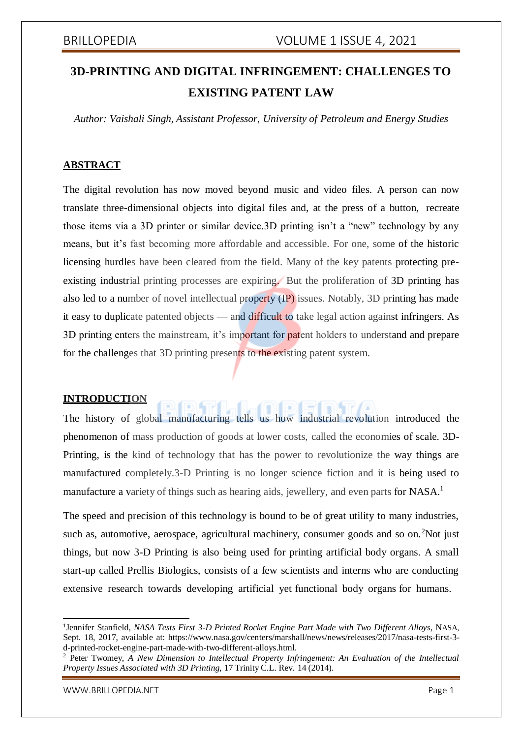# 3D-PRINTING AND DIGITAL INFRINGEMENT: CHALLENGES TO EXISTING PATENT LAW

*Author: Vaishali Singh, Assistant Professor, University of Petroleum and Energy Studies*

## ABSTRACT

The digital revolution has now moved beyond music and video files. A person can now translate three-dimensional objects into digital files and, at the press of a button, recreate those items via a 3D printer or similar device.3D printing isn't a "new" technology by any means, but it's fast becoming more affordable and accessible. For one, some of the historic licensing hurdles have been cleared from the field. Many of the key patents protecting pre-existing industrial printing processes are expiring. But the proliferation of 3D printing has also led to a number of novel intellectual property (IP) issues. Notably, 3D printing has made it easy to duplicate patented objects — and difficult to take legal action against infringers. As 3D printing enters the mainstream, it's important for patent holders to understand and prepare for the challenges that 3D printing presents to the existing patent system.

## INTRODUCTION

The history of global manufacturing tells us how industrial revolution introduced the phenomenon of mass production of goods at lower costs, called the economies of scale. 3D-Printing, is the kind of technology that has the power to revolutionize the way things are manufactured completely.3-D Printing is no longer science fiction and it is being used to manufacture a variety of things such as hearing aids, jewellery, and even parts for NASA.[1]

The speed and precision of this technology is bound to be of great utility to many industries, such as, automotive, aerospace, agricultural machinery, consumer goods and so on.[2]Not just things, but now 3-D Printing is also being used for printing artificial body organs. A small start-up called Prellis Biologics, consists of a few scientists and interns who are conducting extensive research towards developing artificial yet functional body organs for humans.

---

[1] Jennifer Stanfield, *NASA Tests First 3-D Printed Rocket Engine Part Made with Two Different Alloys*, NASA, Sept. 18, 2017, available at: https://www.nasa.gov/centers/marshall/news/news/releases/2017/nasa-tests-first-3-d-printed-rocket-engine-part-made-with-two-different-alloys.html.

[2] Peter Twomey, *A New Dimension to Intellectual Property Infringement: An Evaluation of the Intellectual Property Issues Associated with 3D Printing*, 17 Trinity C.L. Rev. 14 (2014).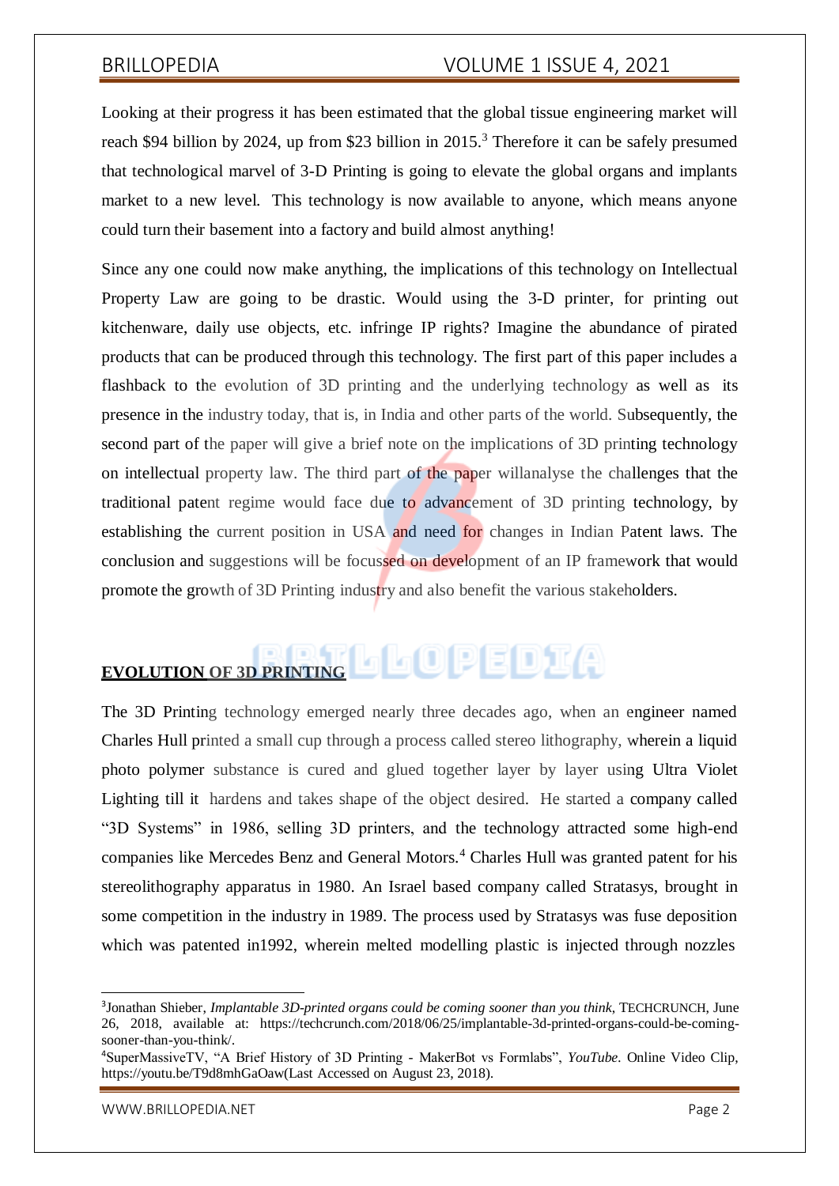Looking at their progress it has been estimated that the global tissue engineering market will reach $94 billion by 2024, up from $23 billion in 2015.[3] Therefore it can be safely presumed that technological marvel of 3-D Printing is going to elevate the global organs and implants market to a new level. This technology is now available to anyone, which means anyone could turn their basement into a factory and build almost anything!

Since any one could now make anything, the implications of this technology on Intellectual Property Law are going to be drastic. Would using the 3-D printer, for printing out kitchenware, daily use objects, etc. infringe IP rights? Imagine the abundance of pirated products that can be produced through this technology. The first part of this paper includes a flashback to the evolution of 3D printing and the underlying technology as well as its presence in the industry today, that is, in India and other parts of the world. Subsequently, the second part of the paper will give a brief note on the implications of 3D printing technology on intellectual property law. The third part of the paper willanalyse the challenges that the traditional patent regime would face due to advancement of 3D printing technology, by establishing the current position in USA and need for changes in Indian Patent laws. The conclusion and suggestions will be focussed on development of an IP framework that would promote the growth of 3D Printing industry and also benefit the various stakeholders.

## EVOLUTION OF 3D PRINTING

The 3D Printing technology emerged nearly three decades ago, when an engineer named Charles Hull printed a small cup through a process called stereo lithography, wherein a liquid photo polymer substance is cured and glued together layer by layer using Ultra Violet Lighting till it hardens and takes shape of the object desired. He started a company called "3D Systems" in 1986, selling 3D printers, and the technology attracted some high-end companies like Mercedes Benz and General Motors.[4] Charles Hull was granted patent for his stereolithography apparatus in 1980. An Israel based company called Stratasys, brought in some competition in the industry in 1989. The process used by Stratasys was fuse deposition which was patented in1992, wherein melted modelling plastic is injected through nozzles

---

[3] Jonathan Shieber, *Implantable 3D-printed organs could be coming sooner than you think*, TECHCRUNCH, June 26, 2018, available at: https://techcrunch.com/2018/06/25/implantable-3d-printed-organs-could-be-coming-sooner-than-you-think/.

[4] SuperMassiveTV, "A Brief History of 3D Printing - MakerBot vs Formlabs", *YouTube*. Online Video Clip, https://youtu.be/T9d8mhGaOaw(Last Accessed on August 23, 2018).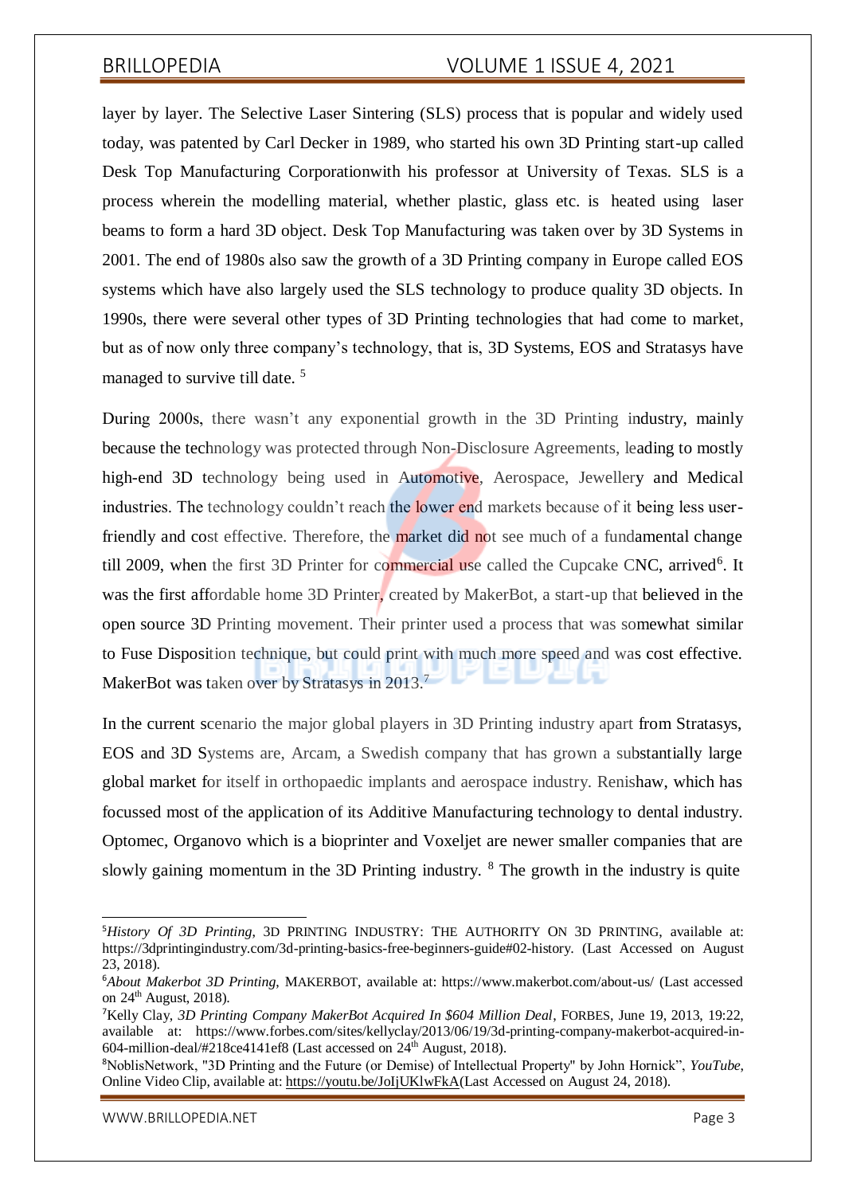layer by layer. The Selective Laser Sintering (SLS) process that is popular and widely used today, was patented by Carl Decker in 1989, who started his own 3D Printing start-up called Desk Top Manufacturing Corporationwith his professor at University of Texas. SLS is a process wherein the modelling material, whether plastic, glass etc. is heated using laser beams to form a hard 3D object. Desk Top Manufacturing was taken over by 3D Systems in 2001. The end of 1980s also saw the growth of a 3D Printing company in Europe called EOS systems which have also largely used the SLS technology to produce quality 3D objects. In 1990s, there were several other types of 3D Printing technologies that had come to market, but as of now only three company's technology, that is, 3D Systems, EOS and Stratasys have managed to survive till date. [5]

During 2000s, there wasn't any exponential growth in the 3D Printing industry, mainly because the technology was protected through Non-Disclosure Agreements, leading to mostly high-end 3D technology being used in Automotive, Aerospace, Jewellery and Medical industries. The technology couldn't reach the lower end markets because of it being less user-friendly and cost effective. Therefore, the market did not see much of a fundamental change till 2009, when the first 3D Printer for commercial use called the Cupcake CNC, arrived[6]. It was the first affordable home 3D Printer, created by MakerBot, a start-up that believed in the open source 3D Printing movement. Their printer used a process that was somewhat similar to Fuse Disposition technique, but could print with much more speed and was cost effective. MakerBot was taken over by Stratasys in 2013.[7]

In the current scenario the major global players in 3D Printing industry apart from Stratasys, EOS and 3D Systems are, Arcam, a Swedish company that has grown a substantially large global market for itself in orthopaedic implants and aerospace industry. Renishaw, which has focussed most of the application of its Additive Manufacturing technology to dental industry. Optomec, Organovo which is a bioprinter and Voxeljet are newer smaller companies that are slowly gaining momentum in the 3D Printing industry. [8] The growth in the industry is quite

---

[5] *History Of 3D Printing*, 3D PRINTING INDUSTRY: THE AUTHORITY ON 3D PRINTING, available at: https://3dprintingindustry.com/3d-printing-basics-free-beginners-guide#02-history. (Last Accessed on August 23, 2018).

[6] *About Makerbot 3D Printing*, MAKERBOT, available at: https://www.makerbot.com/about-us/ (Last accessed on 24th August, 2018).

[7] Kelly Clay, *3D Printing Company MakerBot Acquired In $604 Million Deal*, FORBES, June 19, 2013, 19:22, available at: https://www.forbes.com/sites/kellyclay/2013/06/19/3d-printing-company-makerbot-acquired-in-604-million-deal/#218ce4141ef8 (Last accessed on 24th August, 2018).

[8] NoblisNetwork, "3D Printing and the Future (or Demise) of Intellectual Property" by John Hornick", *YouTube*, Online Video Clip, available at: https://youtu.be/JoIjUKlwFkA(Last Accessed on August 24, 2018).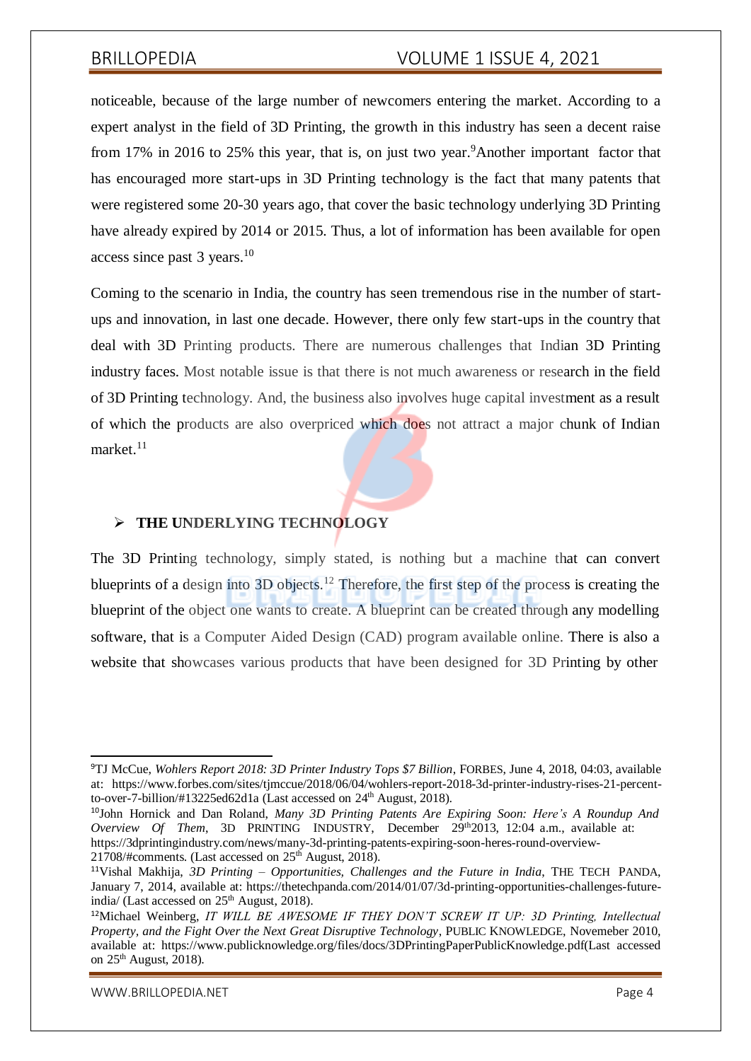noticeable, because of the large number of newcomers entering the market. According to a expert analyst in the field of 3D Printing, the growth in this industry has seen a decent raise from 17% in 2016 to 25% this year, that is, on just two year.[9]Another important factor that has encouraged more start-ups in 3D Printing technology is the fact that many patents that were registered some 20-30 years ago, that cover the basic technology underlying 3D Printing have already expired by 2014 or 2015. Thus, a lot of information has been available for open access since past 3 years.[10]

Coming to the scenario in India, the country has seen tremendous rise in the number of start-ups and innovation, in last one decade. However, there only few start-ups in the country that deal with 3D Printing products. There are numerous challenges that Indian 3D Printing industry faces. Most notable issue is that there is not much awareness or research in the field of 3D Printing technology. And, the business also involves huge capital investment as a result of which the products are also overpriced which does not attract a major chunk of Indian market.[11]

- **THE UNDERLYING TECHNOLOGY**

The 3D Printing technology, simply stated, is nothing but a machine that can convert blueprints of a design into 3D objects.[12] Therefore, the first step of the process is creating the blueprint of the object one wants to create. A blueprint can be created through any modelling software, that is a Computer Aided Design (CAD) program available online. There is also a website that showcases various products that have been designed for 3D Printing by other

---

[9]TJ McCue, *Wohlers Report 2018: 3D Printer Industry Tops $7 Billion*, FORBES, June 4, 2018, 04:03, available at: https://www.forbes.com/sites/tjmccue/2018/06/04/wohlers-report-2018-3d-printer-industry-rises-21-percent-to-over-7-billion/#13225ed62d1a (Last accessed on 24th August, 2018).

[10]John Hornick and Dan Roland, *Many 3D Printing Patents Are Expiring Soon: Here's A Roundup And Overview Of Them*, 3D PRINTING INDUSTRY, December 29th2013, 12:04 a.m., available at: https://3dprintingindustry.com/news/many-3d-printing-patents-expiring-soon-heres-round-overview-21708/#comments. (Last accessed on 25th August, 2018).

[11]Vishal Makhija, *3D Printing – Opportunities, Challenges and the Future in India*, THE TECH PANDA, January 7, 2014, available at: https://thetechpanda.com/2014/01/07/3d-printing-opportunities-challenges-future-india/ (Last accessed on 25th August, 2018).

[12]Michael Weinberg, *IT WILL BE AWESOME IF THEY DON'T SCREW IT UP: 3D Printing, Intellectual Property, and the Fight Over the Next Great Disruptive Technology*, PUBLIC KNOWLEDGE, Novemeber 2010, available at: https://www.publicknowledge.org/files/docs/3DPrintingPaperPublicKnowledge.pdf(Last accessed on 25th August, 2018).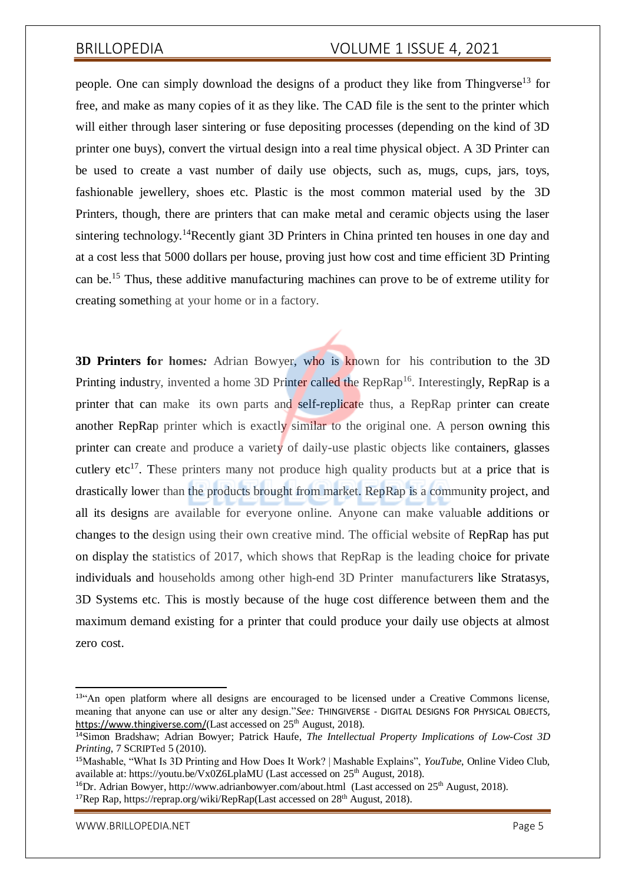people. One can simply download the designs of a product they like from Thingverse[13] for free, and make as many copies of it as they like. The CAD file is the sent to the printer which will either through laser sintering or fuse depositing processes (depending on the kind of 3D printer one buys), convert the virtual design into a real time physical object. A 3D Printer can be used to create a vast number of daily use objects, such as, mugs, cups, jars, toys, fashionable jewellery, shoes etc. Plastic is the most common material used by the 3D Printers, though, there are printers that can make metal and ceramic objects using the laser sintering technology.[14]Recently giant 3D Printers in China printed ten houses in one day and at a cost less that 5000 dollars per house, proving just how cost and time efficient 3D Printing can be.[15] Thus, these additive manufacturing machines can prove to be of extreme utility for creating something at your home or in a factory.

**3D Printers for homes:** Adrian Bowyer, who is known for his contribution to the 3D Printing industry, invented a home 3D Printer called the RepRap[16]. Interestingly, RepRap is a printer that can make its own parts and self-replicate thus, a RepRap printer can create another RepRap printer which is exactly similar to the original one. A person owning this printer can create and produce a variety of daily-use plastic objects like containers, glasses cutlery etc[17]. These printers many not produce high quality products but at a price that is drastically lower than the products brought from market. RepRap is a community project, and all its designs are available for everyone online. Anyone can make valuable additions or changes to the design using their own creative mind. The official website of RepRap has put on display the statistics of 2017, which shows that RepRap is the leading choice for private individuals and households among other high-end 3D Printer manufacturers like Stratasys, 3D Systems etc. This is mostly because of the huge cost difference between them and the maximum demand existing for a printer that could produce your daily use objects at almost zero cost.

---

[13]"An open platform where all designs are encouraged to be licensed under a Creative Commons license, meaning that anyone can use or alter any design."*See:* THINGIVERSE - DIGITAL DESIGNS FOR PHYSICAL OBJECTS, https://www.thingiverse.com/(Last accessed on 25th August, 2018).

[14]Simon Bradshaw; Adrian Bowyer; Patrick Haufe, *The Intellectual Property Implications of Low-Cost 3D Printing*, 7 SCRIPTed 5 (2010).

[15]Mashable, "What Is 3D Printing and How Does It Work? | Mashable Explains", *YouTube*, Online Video Club, available at: https://youtu.be/Vx0Z6LplaMU (Last accessed on 25th August, 2018).

[16]Dr. Adrian Bowyer, http://www.adrianbowyer.com/about.html (Last accessed on 25th August, 2018).

[17]Rep Rap, https://reprap.org/wiki/RepRap(Last accessed on 28th August, 2018).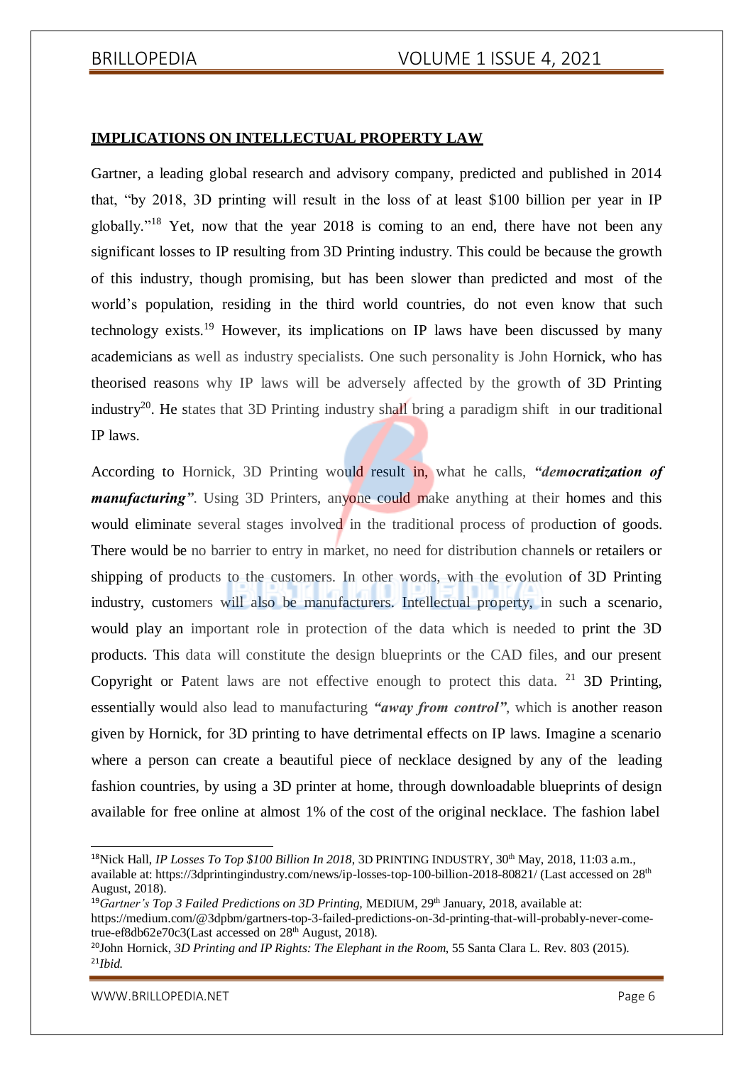## IMPLICATIONS ON INTELLECTUAL PROPERTY LAW

Gartner, a leading global research and advisory company, predicted and published in 2014 that, "by 2018, 3D printing will result in the loss of at least $100 billion per year in IP globally."[18] Yet, now that the year 2018 is coming to an end, there have not been any significant losses to IP resulting from 3D Printing industry. This could be because the growth of this industry, though promising, but has been slower than predicted and most of the world's population, residing in the third world countries, do not even know that such technology exists.[19] However, its implications on IP laws have been discussed by many academicians as well as industry specialists. One such personality is John Hornick, who has theorised reasons why IP laws will be adversely affected by the growth of 3D Printing industry[20]. He states that 3D Printing industry shall bring a paradigm shift in our traditional IP laws.

According to Hornick, 3D Printing would result in, what he calls, ***"democratization of manufacturing"***. Using 3D Printers, anyone could make anything at their homes and this would eliminate several stages involved in the traditional process of production of goods. There would be no barrier to entry in market, no need for distribution channels or retailers or shipping of products to the customers. In other words, with the evolution of 3D Printing industry, customers will also be manufacturers. Intellectual property, in such a scenario, would play an important role in protection of the data which is needed to print the 3D products. This data will constitute the design blueprints or the CAD files, and our present Copyright or Patent laws are not effective enough to protect this data. [21] 3D Printing, essentially would also lead to manufacturing ***"away from control"***, which is another reason given by Hornick, for 3D printing to have detrimental effects on IP laws. Imagine a scenario where a person can create a beautiful piece of necklace designed by any of the leading fashion countries, by using a 3D printer at home, through downloadable blueprints of design available for free online at almost 1% of the cost of the original necklace. The fashion label

---

[18]Nick Hall, *IP Losses To Top $100 Billion In 2018*, 3D PRINTING INDUSTRY, 30th May, 2018, 11:03 a.m., available at: https://3dprintingindustry.com/news/ip-losses-top-100-billion-2018-80821/ (Last accessed on 28th August, 2018).

[19]*Gartner's Top 3 Failed Predictions on 3D Printing,* MEDIUM, 29th January, 2018, available at: https://medium.com/@3dpbm/gartners-top-3-failed-predictions-on-3d-printing-that-will-probably-never-come-true-ef8db62e70c3(Last accessed on 28th August, 2018).

[20]John Hornick, *3D Printing and IP Rights: The Elephant in the Room*, 55 Santa Clara L. Rev. 803 (2015).

[21]*Ibid.*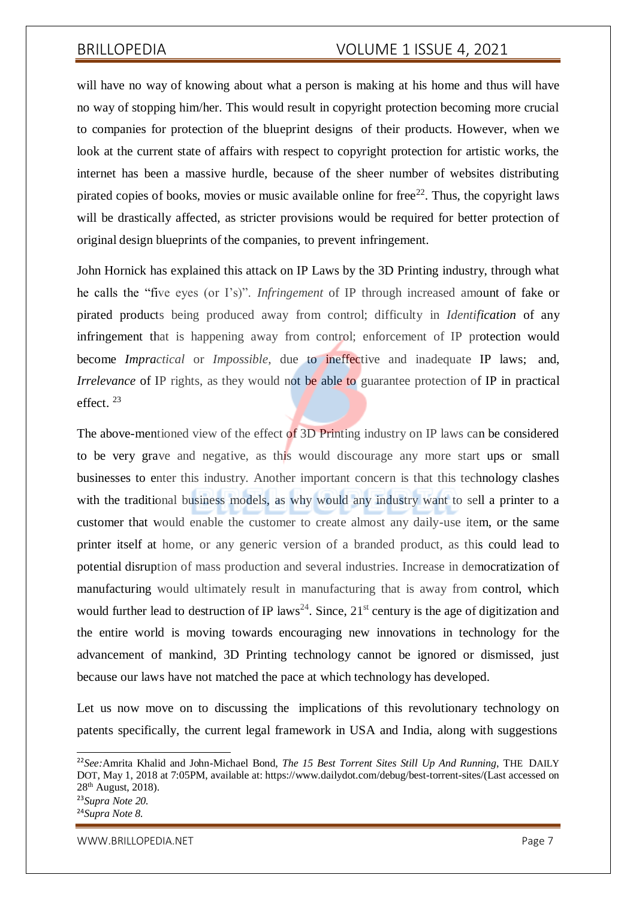will have no way of knowing about what a person is making at his home and thus will have no way of stopping him/her. This would result in copyright protection becoming more crucial to companies for protection of the blueprint designs of their products. However, when we look at the current state of affairs with respect to copyright protection for artistic works, the internet has been a massive hurdle, because of the sheer number of websites distributing pirated copies of books, movies or music available online for free[22]. Thus, the copyright laws will be drastically affected, as stricter provisions would be required for better protection of original design blueprints of the companies, to prevent infringement.

John Hornick has explained this attack on IP Laws by the 3D Printing industry, through what he calls the "five eyes (or I's)". *Infringement* of IP through increased amount of fake or pirated products being produced away from control; difficulty in *Identification* of any infringement that is happening away from control; enforcement of IP protection would become *Impractical* or *Impossible*, due to ineffective and inadequate IP laws; and, *Irrelevance* of IP rights, as they would not be able to guarantee protection of IP in practical effect. [23]

The above-mentioned view of the effect of 3D Printing industry on IP laws can be considered to be very grave and negative, as this would discourage any more start ups or small businesses to enter this industry. Another important concern is that this technology clashes with the traditional business models, as why would any industry want to sell a printer to a customer that would enable the customer to create almost any daily-use item, or the same printer itself at home, or any generic version of a branded product, as this could lead to potential disruption of mass production and several industries. Increase in democratization of manufacturing would ultimately result in manufacturing that is away from control, which would further lead to destruction of IP laws[24]. Since, 21st century is the age of digitization and the entire world is moving towards encouraging new innovations in technology for the advancement of mankind, 3D Printing technology cannot be ignored or dismissed, just because our laws have not matched the pace at which technology has developed.

Let us now move on to discussing the implications of this revolutionary technology on patents specifically, the current legal framework in USA and India, along with suggestions

---

[22] *See:* Amrita Khalid and John-Michael Bond, *The 15 Best Torrent Sites Still Up And Running*, THE DAILY DOT, May 1, 2018 at 7:05PM, available at: https://www.dailydot.com/debug/best-torrent-sites/(Last accessed on 28th August, 2018).

[23] *Supra Note 20.*

[24] *Supra Note 8.*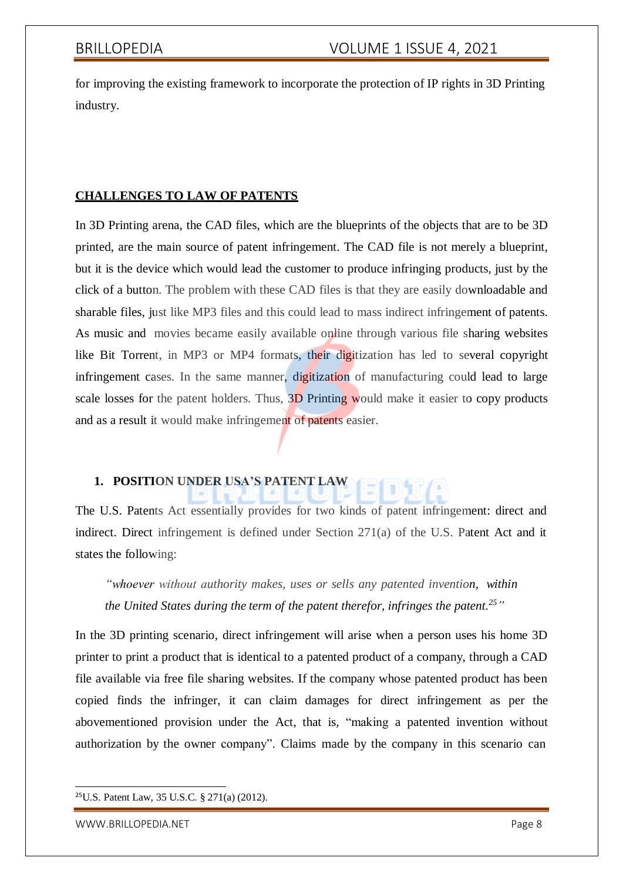for improving the existing framework to incorporate the protection of IP rights in 3D Printing industry.

## CHALLENGES TO LAW OF PATENTS

In 3D Printing arena, the CAD files, which are the blueprints of the objects that are to be 3D printed, are the main source of patent infringement. The CAD file is not merely a blueprint, but it is the device which would lead the customer to produce infringing products, just by the click of a button. The problem with these CAD files is that they are easily downloadable and sharable files, just like MP3 files and this could lead to mass indirect infringement of patents. As music and movies became easily available online through various file sharing websites like Bit Torrent, in MP3 or MP4 formats, their digitization has led to several copyright infringement cases. In the same manner, digitization of manufacturing could lead to large scale losses for the patent holders. Thus, 3D Printing would make it easier to copy products and as a result it would make infringement of patents easier.

### 1. POSITION UNDER USA'S PATENT LAW

The U.S. Patents Act essentially provides for two kinds of patent infringement: direct and indirect. Direct infringement is defined under Section 271(a) of the U.S. Patent Act and it states the following:

> *"whoever without authority makes, uses or sells any patented invention, within the United States during the term of the patent therefor, infringes the patent.*[25]*"*

In the 3D printing scenario, direct infringement will arise when a person uses his home 3D printer to print a product that is identical to a patented product of a company, through a CAD file available via free file sharing websites. If the company whose patented product has been copied finds the infringer, it can claim damages for direct infringement as per the abovementioned provision under the Act, that is, "making a patented invention without authorization by the owner company". Claims made by the company in this scenario can

---

[25] U.S. Patent Law, 35 U.S.C. § 271(a) (2012).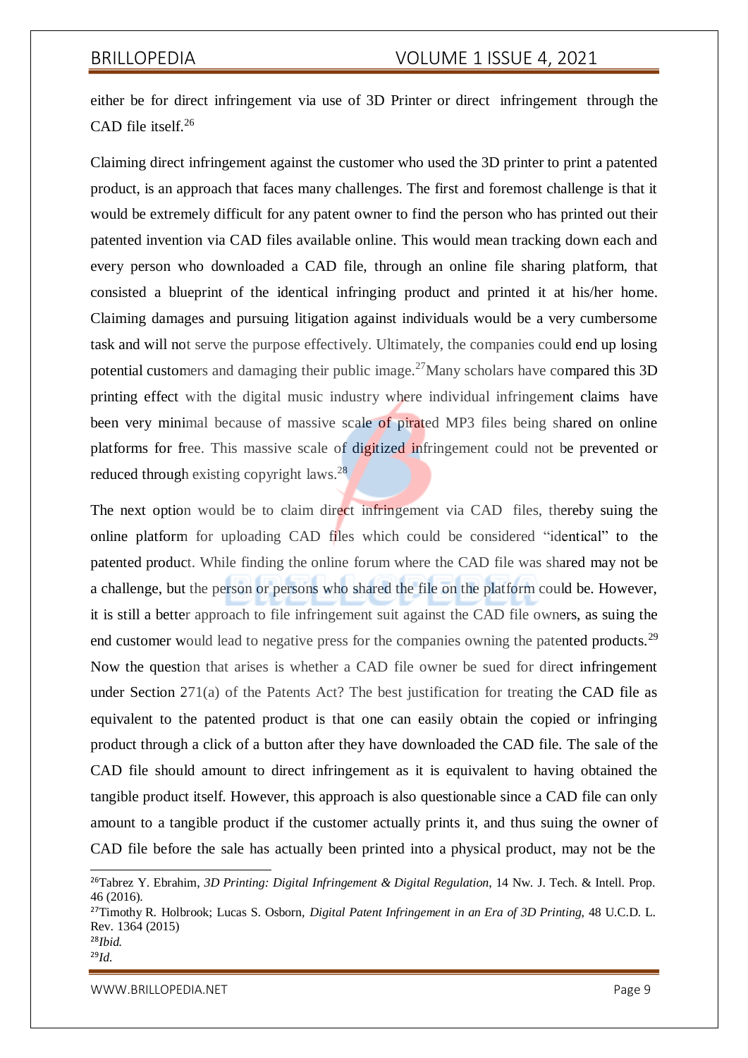either be for direct infringement via use of 3D Printer or direct infringement through the CAD file itself.[26]

Claiming direct infringement against the customer who used the 3D printer to print a patented product, is an approach that faces many challenges. The first and foremost challenge is that it would be extremely difficult for any patent owner to find the person who has printed out their patented invention via CAD files available online. This would mean tracking down each and every person who downloaded a CAD file, through an online file sharing platform, that consisted a blueprint of the identical infringing product and printed it at his/her home. Claiming damages and pursuing litigation against individuals would be a very cumbersome task and will not serve the purpose effectively. Ultimately, the companies could end up losing potential customers and damaging their public image.[27] Many scholars have compared this 3D printing effect with the digital music industry where individual infringement claims have been very minimal because of massive scale of pirated MP3 files being shared on online platforms for free. This massive scale of digitized infringement could not be prevented or reduced through existing copyright laws.[28]

The next option would be to claim direct infringement via CAD files, thereby suing the online platform for uploading CAD files which could be considered "identical" to the patented product. While finding the online forum where the CAD file was shared may not be a challenge, but the person or persons who shared the file on the platform could be. However, it is still a better approach to file infringement suit against the CAD file owners, as suing the end customer would lead to negative press for the companies owning the patented products.[29] Now the question that arises is whether a CAD file owner be sued for direct infringement under Section 271(a) of the Patents Act? The best justification for treating the CAD file as equivalent to the patented product is that one can easily obtain the copied or infringing product through a click of a button after they have downloaded the CAD file. The sale of the CAD file should amount to direct infringement as it is equivalent to having obtained the tangible product itself. However, this approach is also questionable since a CAD file can only amount to a tangible product if the customer actually prints it, and thus suing the owner of CAD file before the sale has actually been printed into a physical product, may not be the

---

[26] Tabrez Y. Ebrahim, *3D Printing: Digital Infringement & Digital Regulation*, 14 Nw. J. Tech. & Intell. Prop. 46 (2016).

[27] Timothy R. Holbrook; Lucas S. Osborn, *Digital Patent Infringement in an Era of 3D Printing*, 48 U.C.D. L. Rev. 1364 (2015)

[28] *Ibid.*

[29] *Id.*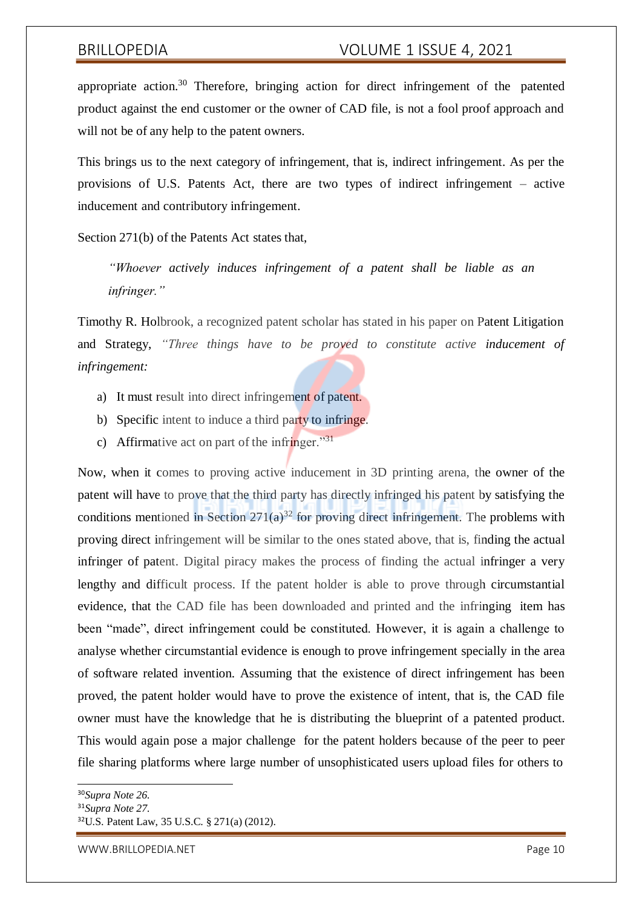appropriate action.[30] Therefore, bringing action for direct infringement of the patented product against the end customer or the owner of CAD file, is not a fool proof approach and will not be of any help to the patent owners.

This brings us to the next category of infringement, that is, indirect infringement. As per the provisions of U.S. Patents Act, there are two types of indirect infringement – active inducement and contributory infringement.

Section 271(b) of the Patents Act states that,

> *"Whoever actively induces infringement of a patent shall be liable as an infringer."*

Timothy R. Holbrook, a recognized patent scholar has stated in his paper on Patent Litigation and Strategy, *"Three things have to be proved to constitute active inducement of infringement:*

a) It must result into direct infringement of patent.
b) Specific intent to induce a third party to infringe.
c) Affirmative act on part of the infringer."[31]

Now, when it comes to proving active inducement in 3D printing arena, the owner of the patent will have to prove that the third party has directly infringed his patent by satisfying the conditions mentioned in Section 271(a)[32] for proving direct infringement. The problems with proving direct infringement will be similar to the ones stated above, that is, finding the actual infringer of patent. Digital piracy makes the process of finding the actual infringer a very lengthy and difficult process. If the patent holder is able to prove through circumstantial evidence, that the CAD file has been downloaded and printed and the infringing item has been "made", direct infringement could be constituted. However, it is again a challenge to analyse whether circumstantial evidence is enough to prove infringement specially in the area of software related invention. Assuming that the existence of direct infringement has been proved, the patent holder would have to prove the existence of intent, that is, the CAD file owner must have the knowledge that he is distributing the blueprint of a patented product. This would again pose a major challenge for the patent holders because of the peer to peer file sharing platforms where large number of unsophisticated users upload files for others to

---

[30] *Supra Note 26.*
[31] *Supra Note 27.*
[32] U.S. Patent Law, 35 U.S.C. § 271(a) (2012).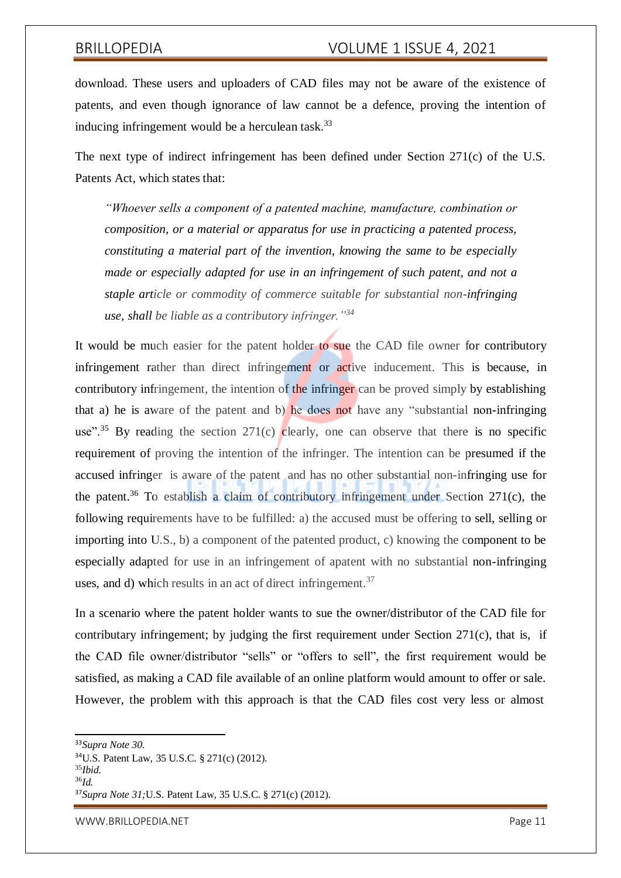download. These users and uploaders of CAD files may not be aware of the existence of patents, and even though ignorance of law cannot be a defence, proving the intention of inducing infringement would be a herculean task.[33]

The next type of indirect infringement has been defined under Section 271(c) of the U.S. Patents Act, which states that:

> *"Whoever sells a component of a patented machine, manufacture, combination or composition, or a material or apparatus for use in practicing a patented process, constituting a material part of the invention, knowing the same to be especially made or especially adapted for use in an infringement of such patent, and not a staple article or commodity of commerce suitable for substantial non-infringing use, shall be liable as a contributory infringer."*[34]

It would be much easier for the patent holder to sue the CAD file owner for contributory infringement rather than direct infringement or active inducement. This is because, in contributory infringement, the intention of the infringer can be proved simply by establishing that a) he is aware of the patent and b) he does not have any "substantial non-infringing use".[35] By reading the section 271(c) clearly, one can observe that there is no specific requirement of proving the intention of the infringer. The intention can be presumed if the accused infringer is aware of the patent and has no other substantial non-infringing use for the patent.[36] To establish a claim of contributory infringement under Section 271(c), the following requirements have to be fulfilled: a) the accused must be offering to sell, selling or importing into U.S., b) a component of the patented product, c) knowing the component to be especially adapted for use in an infringement of apatent with no substantial non-infringing uses, and d) which results in an act of direct infringement.[37]

In a scenario where the patent holder wants to sue the owner/distributor of the CAD file for contributary infringement; by judging the first requirement under Section 271(c), that is, if the CAD file owner/distributor "sells" or "offers to sell", the first requirement would be satisfied, as making a CAD file available of an online platform would amount to offer or sale. However, the problem with this approach is that the CAD files cost very less or almost

---

[33] *Supra Note 30.*
[34] U.S. Patent Law, 35 U.S.C. § 271(c) (2012).
[35] *Ibid.*
[36] *Id.*
[37] *Supra Note 31;* U.S. Patent Law, 35 U.S.C. § 271(c) (2012).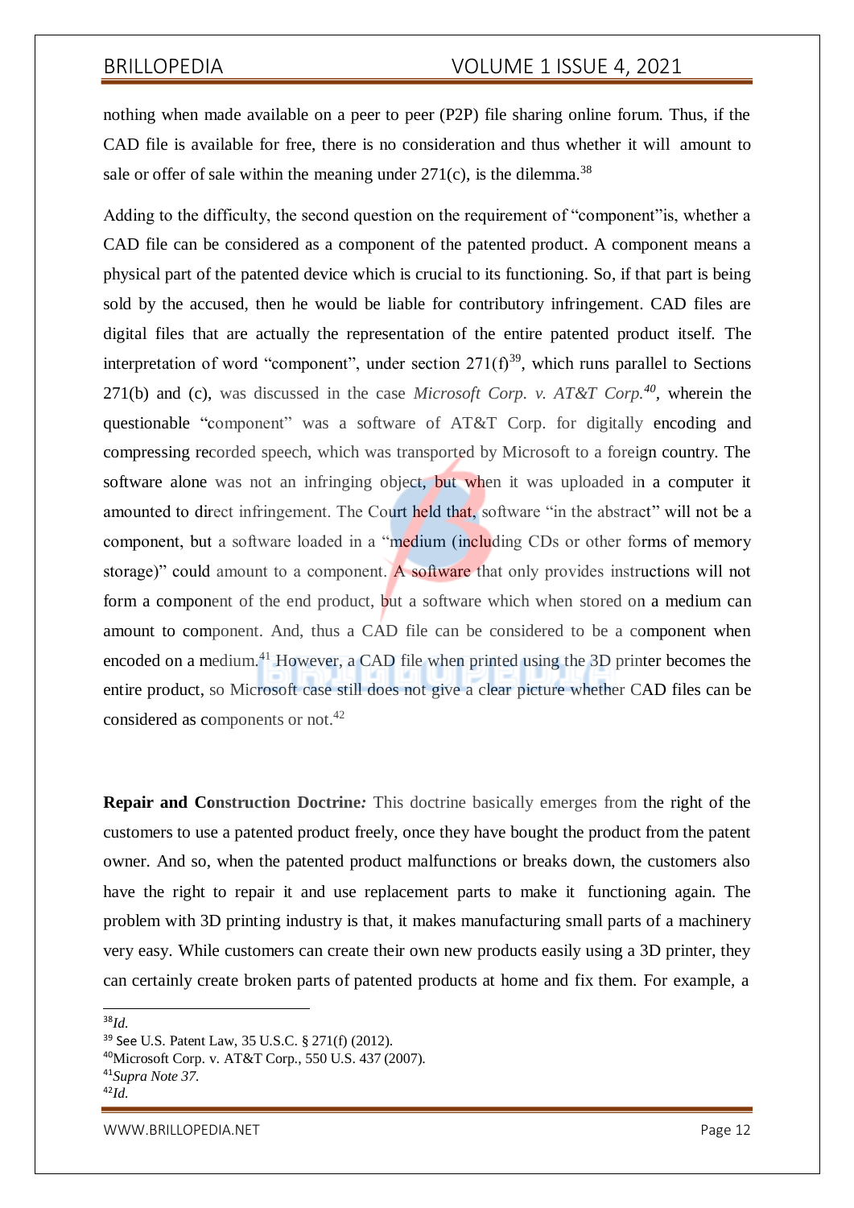nothing when made available on a peer to peer (P2P) file sharing online forum. Thus, if the CAD file is available for free, there is no consideration and thus whether it will amount to sale or offer of sale within the meaning under 271(c), is the dilemma.[38]

Adding to the difficulty, the second question on the requirement of "component"is, whether a CAD file can be considered as a component of the patented product. A component means a physical part of the patented device which is crucial to its functioning. So, if that part is being sold by the accused, then he would be liable for contributory infringement. CAD files are digital files that are actually the representation of the entire patented product itself. The interpretation of word "component", under section 271(f)[39], which runs parallel to Sections 271(b) and (c), was discussed in the case *Microsoft Corp. v. AT&T Corp.*[40], wherein the questionable "component" was a software of AT&T Corp. for digitally encoding and compressing recorded speech, which was transported by Microsoft to a foreign country. The software alone was not an infringing object, but when it was uploaded in a computer it amounted to direct infringement. The Court held that, software "in the abstract" will not be a component, but a software loaded in a "medium (including CDs or other forms of memory storage)" could amount to a component. A software that only provides instructions will not form a component of the end product, but a software which when stored on a medium can amount to component. And, thus a CAD file can be considered to be a component when encoded on a medium.[41] However, a CAD file when printed using the 3D printer becomes the entire product, so Microsoft case still does not give a clear picture whether CAD files can be considered as components or not.[42]

**Repair and Construction Doctrine***:* This doctrine basically emerges from the right of the customers to use a patented product freely, once they have bought the product from the patent owner. And so, when the patented product malfunctions or breaks down, the customers also have the right to repair it and use replacement parts to make it functioning again. The problem with 3D printing industry is that, it makes manufacturing small parts of a machinery very easy. While customers can create their own new products easily using a 3D printer, they can certainly create broken parts of patented products at home and fix them. For example, a

---

[38] *Id.*

[39] See U.S. Patent Law, 35 U.S.C. § 271(f) (2012).

[40] Microsoft Corp. v. AT&T Corp., 550 U.S. 437 (2007).

[41] *Supra Note 37.*

[42] *Id.*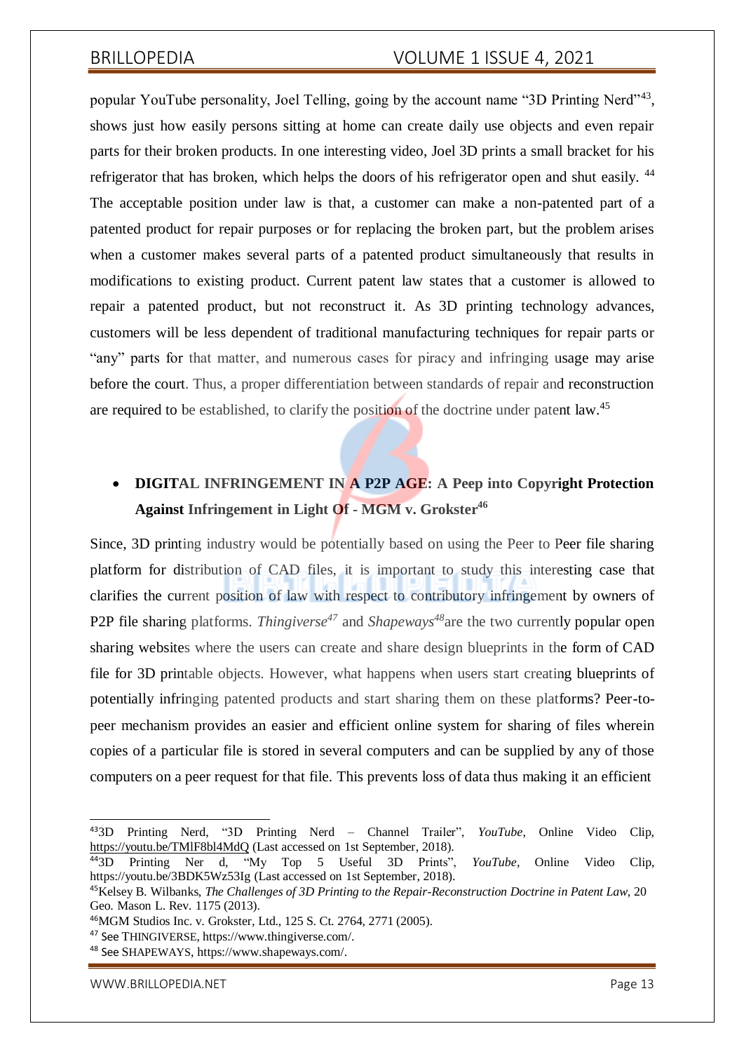popular YouTube personality, Joel Telling, going by the account name "3D Printing Nerd"[43], shows just how easily persons sitting at home can create daily use objects and even repair parts for their broken products. In one interesting video, Joel 3D prints a small bracket for his refrigerator that has broken, which helps the doors of his refrigerator open and shut easily. [44] The acceptable position under law is that, a customer can make a non-patented part of a patented product for repair purposes or for replacing the broken part, but the problem arises when a customer makes several parts of a patented product simultaneously that results in modifications to existing product. Current patent law states that a customer is allowed to repair a patented product, but not reconstruct it. As 3D printing technology advances, customers will be less dependent of traditional manufacturing techniques for repair parts or "any" parts for that matter, and numerous cases for piracy and infringing usage may arise before the court. Thus, a proper differentiation between standards of repair and reconstruction are required to be established, to clarify the position of the doctrine under patent law.[45]

- **DIGITAL INFRINGEMENT IN A P2P AGE: A Peep into Copyright Protection Against Infringement in Light Of - MGM v. Grokster[46]**

Since, 3D printing industry would be potentially based on using the Peer to Peer file sharing platform for distribution of CAD files, it is important to study this interesting case that clarifies the current position of law with respect to contributory infringement by owners of P2P file sharing platforms. *Thingiverse*[47] and *Shapeways*[48]are the two currently popular open sharing websites where the users can create and share design blueprints in the form of CAD file for 3D printable objects. However, what happens when users start creating blueprints of potentially infringing patented products and start sharing them on these platforms? Peer-to-peer mechanism provides an easier and efficient online system for sharing of files wherein copies of a particular file is stored in several computers and can be supplied by any of those computers on a peer request for that file. This prevents loss of data thus making it an efficient

---

[43] 3D Printing Nerd, "3D Printing Nerd – Channel Trailer", *YouTube*, Online Video Clip, https://youtu.be/TMlF8bl4MdQ (Last accessed on 1st September, 2018).

[44] 3D Printing Ner d, "My Top 5 Useful 3D Prints", *YouTube*, Online Video Clip, https://youtu.be/3BDK5Wz53Ig (Last accessed on 1st September, 2018).

[45] Kelsey B. Wilbanks, *The Challenges of 3D Printing to the Repair-Reconstruction Doctrine in Patent Law*, 20 Geo. Mason L. Rev. 1175 (2013).

[46] MGM Studios Inc. v. Grokster, Ltd., 125 S. Ct. 2764, 2771 (2005).

[47] See THINGIVERSE, https://www.thingiverse.com/.

[48] See SHAPEWAYS, https://www.shapeways.com/.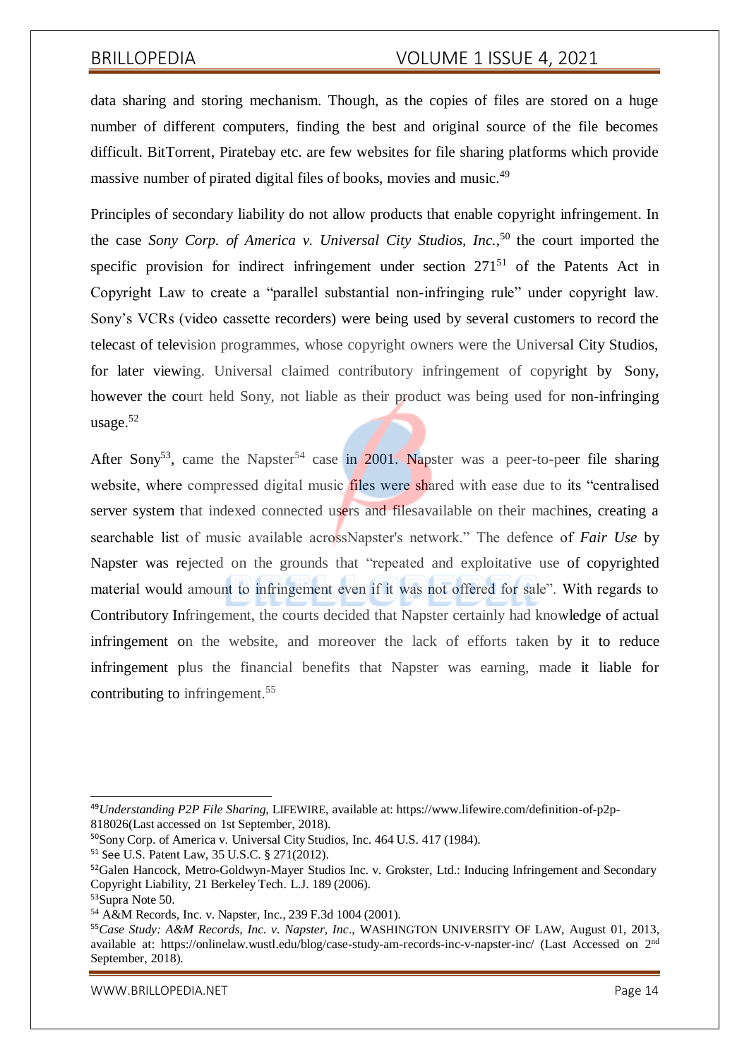data sharing and storing mechanism. Though, as the copies of files are stored on a huge number of different computers, finding the best and original source of the file becomes difficult. BitTorrent, Piratebay etc. are few websites for file sharing platforms which provide massive number of pirated digital files of books, movies and music.[49]

Principles of secondary liability do not allow products that enable copyright infringement. In the case *Sony Corp. of America v. Universal City Studios, Inc.*,[50] the court imported the specific provision for indirect infringement under section 271[51] of the Patents Act in Copyright Law to create a "parallel substantial non-infringing rule" under copyright law. Sony's VCRs (video cassette recorders) were being used by several customers to record the telecast of television programmes, whose copyright owners were the Universal City Studios, for later viewing. Universal claimed contributory infringement of copyright by Sony, however the court held Sony, not liable as their product was being used for non-infringing usage.[52]

After Sony[53], came the Napster[54] case in 2001. Napster was a peer-to-peer file sharing website, where compressed digital music files were shared with ease due to its "centralised server system that indexed connected users and filesavailable on their machines, creating a searchable list of music available acrossNapster's network." The defence of *Fair Use* by Napster was rejected on the grounds that "repeated and exploitative use of copyrighted material would amount to infringement even if it was not offered for sale". With regards to Contributory Infringement, the courts decided that Napster certainly had knowledge of actual infringement on the website, and moreover the lack of efforts taken by it to reduce infringement plus the financial benefits that Napster was earning, made it liable for contributing to infringement.[55]

---

[49] *Understanding P2P File Sharing*, LIFEWIRE, available at: https://www.lifewire.com/definition-of-p2p-818026(Last accessed on 1st September, 2018).

[50] Sony Corp. of America v. Universal City Studios, Inc. 464 U.S. 417 (1984).

[51] See U.S. Patent Law, 35 U.S.C. § 271(2012).

[52] Galen Hancock, Metro-Goldwyn-Mayer Studios Inc. v. Grokster, Ltd.: Inducing Infringement and Secondary Copyright Liability, 21 Berkeley Tech. L.J. 189 (2006).

[53] Supra Note 50.

[54] A&M Records, Inc. v. Napster, Inc., 239 F.3d 1004 (2001).

[55] *Case Study: A&M Records, Inc. v. Napster, Inc*., WASHINGTON UNIVERSITY OF LAW, August 01, 2013, available at: https://onlinelaw.wustl.edu/blog/case-study-am-records-inc-v-napster-inc/ (Last Accessed on 2nd September, 2018).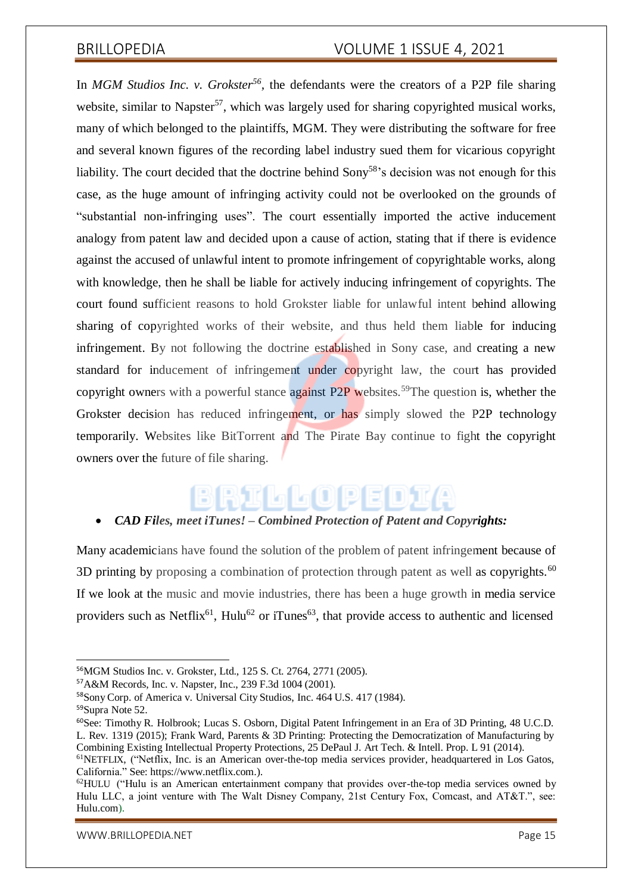In *MGM Studios Inc. v. Grokster*[56], the defendants were the creators of a P2P file sharing website, similar to Napster[57], which was largely used for sharing copyrighted musical works, many of which belonged to the plaintiffs, MGM. They were distributing the software for free and several known figures of the recording label industry sued them for vicarious copyright liability. The court decided that the doctrine behind Sony[58]'s decision was not enough for this case, as the huge amount of infringing activity could not be overlooked on the grounds of "substantial non-infringing uses". The court essentially imported the active inducement analogy from patent law and decided upon a cause of action, stating that if there is evidence against the accused of unlawful intent to promote infringement of copyrightable works, along with knowledge, then he shall be liable for actively inducing infringement of copyrights. The court found sufficient reasons to hold Grokster liable for unlawful intent behind allowing sharing of copyrighted works of their website, and thus held them liable for inducing infringement. By not following the doctrine established in Sony case, and creating a new standard for inducement of infringement under copyright law, the court has provided copyright owners with a powerful stance against P2P websites.[59]The question is, whether the Grokster decision has reduced infringement, or has simply slowed the P2P technology temporarily. Websites like BitTorrent and The Pirate Bay continue to fight the copyright owners over the future of file sharing.

- ***CAD Files, meet iTunes! – Combined Protection of Patent and Copyrights:***

Many academicians have found the solution of the problem of patent infringement because of 3D printing by proposing a combination of protection through patent as well as copyrights.[60] If we look at the music and movie industries, there has been a huge growth in media service providers such as Netflix[61], Hulu[62] or iTunes[63], that provide access to authentic and licensed

---

[56]MGM Studios Inc. v. Grokster, Ltd., 125 S. Ct. 2764, 2771 (2005).

[57]A&M Records, Inc. v. Napster, Inc., 239 F.3d 1004 (2001).

[58]Sony Corp. of America v. Universal City Studios, Inc. 464 U.S. 417 (1984).

[59]Supra Note 52.

[60]See: Timothy R. Holbrook; Lucas S. Osborn, Digital Patent Infringement in an Era of 3D Printing, 48 U.C.D. L. Rev. 1319 (2015); Frank Ward, Parents & 3D Printing: Protecting the Democratization of Manufacturing by Combining Existing Intellectual Property Protections, 25 DePaul J. Art Tech. & Intell. Prop. L 91 (2014).

[61]NETFLIX, ("Netflix, Inc. is an American over-the-top media services provider, headquartered in Los Gatos, California." See: https://www.netflix.com.).

[62]HULU ("Hulu is an American entertainment company that provides over-the-top media services owned by Hulu LLC, a joint venture with The Walt Disney Company, 21st Century Fox, Comcast, and AT&T.", see: Hulu.com).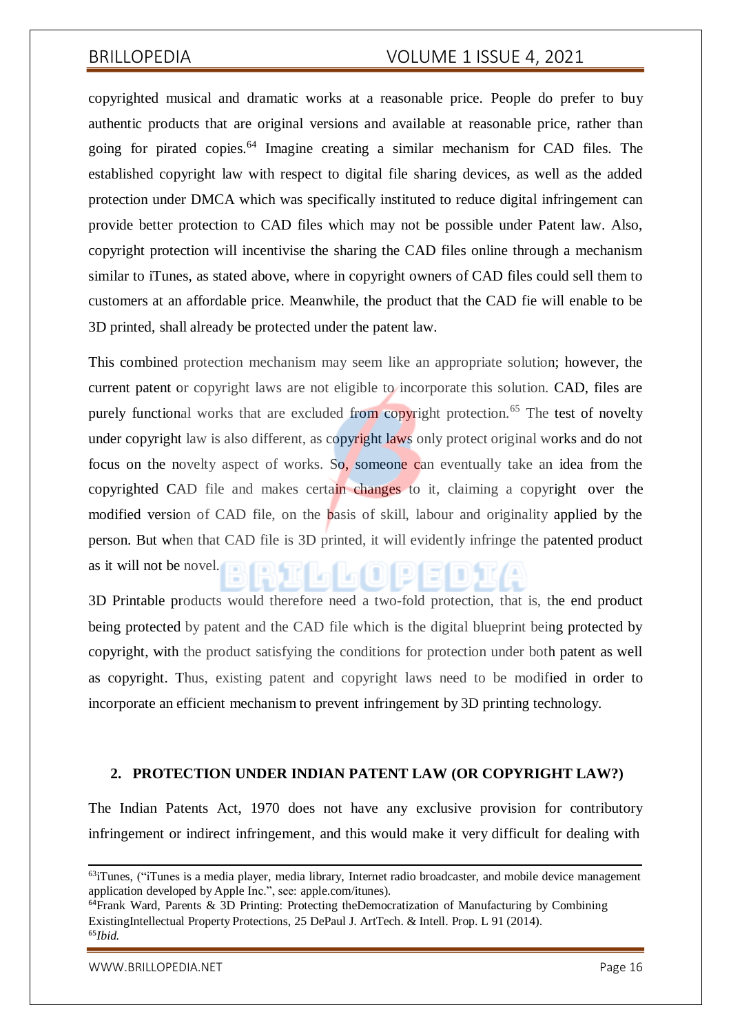copyrighted musical and dramatic works at a reasonable price. People do prefer to buy authentic products that are original versions and available at reasonable price, rather than going for pirated copies.[64] Imagine creating a similar mechanism for CAD files. The established copyright law with respect to digital file sharing devices, as well as the added protection under DMCA which was specifically instituted to reduce digital infringement can provide better protection to CAD files which may not be possible under Patent law. Also, copyright protection will incentivise the sharing the CAD files online through a mechanism similar to iTunes, as stated above, where in copyright owners of CAD files could sell them to customers at an affordable price. Meanwhile, the product that the CAD fie will enable to be 3D printed, shall already be protected under the patent law.

This combined protection mechanism may seem like an appropriate solution; however, the current patent or copyright laws are not eligible to incorporate this solution. CAD, files are purely functional works that are excluded from copyright protection.[65] The test of novelty under copyright law is also different, as copyright laws only protect original works and do not focus on the novelty aspect of works. So, someone can eventually take an idea from the copyrighted CAD file and makes certain changes to it, claiming a copyright over the modified version of CAD file, on the basis of skill, labour and originality applied by the person. But when that CAD file is 3D printed, it will evidently infringe the patented product as it will not be novel.

3D Printable products would therefore need a two-fold protection, that is, the end product being protected by patent and the CAD file which is the digital blueprint being protected by copyright, with the product satisfying the conditions for protection under both patent as well as copyright. Thus, existing patent and copyright laws need to be modified in order to incorporate an efficient mechanism to prevent infringement by 3D printing technology.

## 2. PROTECTION UNDER INDIAN PATENT LAW (OR COPYRIGHT LAW?)

The Indian Patents Act, 1970 does not have any exclusive provision for contributory infringement or indirect infringement, and this would make it very difficult for dealing with

---

[63]iTunes, ("iTunes is a media player, media library, Internet radio broadcaster, and mobile device management application developed by Apple Inc.", see: apple.com/itunes).

[64]Frank Ward, Parents & 3D Printing: Protecting theDemocratization of Manufacturing by Combining ExistingIntellectual Property Protections, 25 DePaul J. ArtTech. & Intell. Prop. L 91 (2014).

[65]*Ibid.*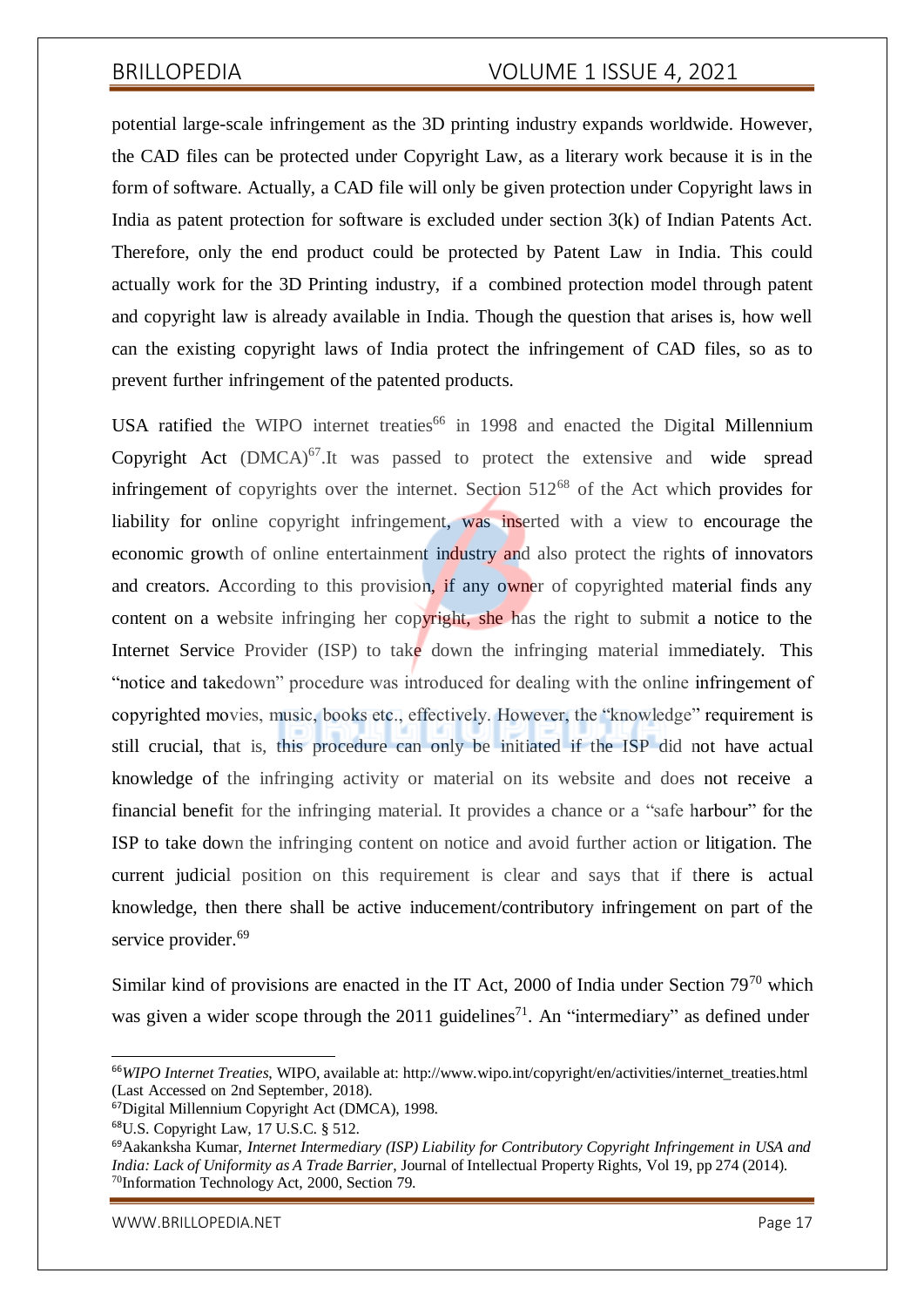potential large-scale infringement as the 3D printing industry expands worldwide. However, the CAD files can be protected under Copyright Law, as a literary work because it is in the form of software. Actually, a CAD file will only be given protection under Copyright laws in India as patent protection for software is excluded under section 3(k) of Indian Patents Act. Therefore, only the end product could be protected by Patent Law in India. This could actually work for the 3D Printing industry, if a combined protection model through patent and copyright law is already available in India. Though the question that arises is, how well can the existing copyright laws of India protect the infringement of CAD files, so as to prevent further infringement of the patented products.

USA ratified the WIPO internet treaties[66] in 1998 and enacted the Digital Millennium Copyright Act (DMCA)[67].It was passed to protect the extensive and wide spread infringement of copyrights over the internet. Section 512[68] of the Act which provides for liability for online copyright infringement, was inserted with a view to encourage the economic growth of online entertainment industry and also protect the rights of innovators and creators. According to this provision, if any owner of copyrighted material finds any content on a website infringing her copyright, she has the right to submit a notice to the Internet Service Provider (ISP) to take down the infringing material immediately. This "notice and takedown" procedure was introduced for dealing with the online infringement of copyrighted movies, music, books etc., effectively. However, the "knowledge" requirement is still crucial, that is, this procedure can only be initiated if the ISP did not have actual knowledge of the infringing activity or material on its website and does not receive a financial benefit for the infringing material. It provides a chance or a "safe harbour" for the ISP to take down the infringing content on notice and avoid further action or litigation. The current judicial position on this requirement is clear and says that if there is actual knowledge, then there shall be active inducement/contributory infringement on part of the service provider.[69]

Similar kind of provisions are enacted in the IT Act, 2000 of India under Section 79[70] which was given a wider scope through the 2011 guidelines[71]. An "intermediary" as defined under

---

[66] *WIPO Internet Treaties*, WIPO, available at: http://www.wipo.int/copyright/en/activities/internet_treaties.html (Last Accessed on 2nd September, 2018).

[67] Digital Millennium Copyright Act (DMCA), 1998.

[68] U.S. Copyright Law, 17 U.S.C. § 512.

[69] Aakanksha Kumar, *Internet Intermediary (ISP) Liability for Contributory Copyright Infringement in USA and India: Lack of Uniformity as A Trade Barrier*, Journal of Intellectual Property Rights, Vol 19, pp 274 (2014).

[70] Information Technology Act, 2000, Section 79.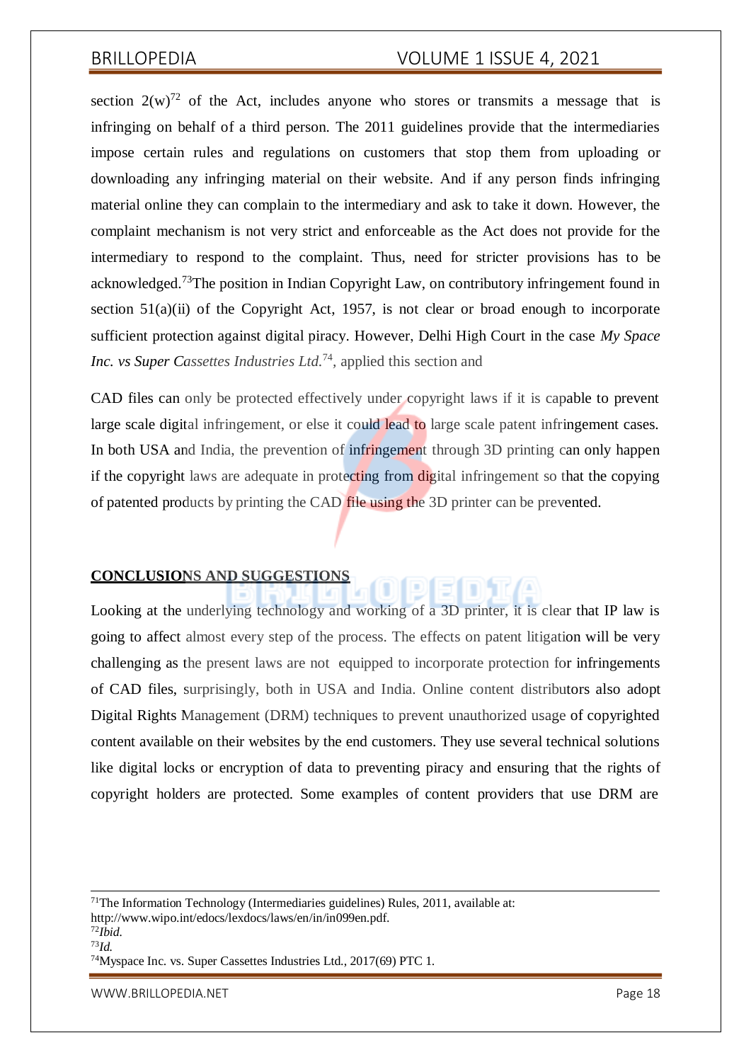section 2(w)[72] of the Act, includes anyone who stores or transmits a message that is infringing on behalf of a third person. The 2011 guidelines provide that the intermediaries impose certain rules and regulations on customers that stop them from uploading or downloading any infringing material on their website. And if any person finds infringing material online they can complain to the intermediary and ask to take it down. However, the complaint mechanism is not very strict and enforceable as the Act does not provide for the intermediary to respond to the complaint. Thus, need for stricter provisions has to be acknowledged.[73]The position in Indian Copyright Law, on contributory infringement found in section 51(a)(ii) of the Copyright Act, 1957, is not clear or broad enough to incorporate sufficient protection against digital piracy. However, Delhi High Court in the case *My Space Inc. vs Super Cassettes Industries Ltd.*[74], applied this section and

CAD files can only be protected effectively under copyright laws if it is capable to prevent large scale digital infringement, or else it could lead to large scale patent infringement cases. In both USA and India, the prevention of infringement through 3D printing can only happen if the copyright laws are adequate in protecting from digital infringement so that the copying of patented products by printing the CAD file using the 3D printer can be prevented.

## CONCLUSIONS AND SUGGESTIONS

Looking at the underlying technology and working of a 3D printer, it is clear that IP law is going to affect almost every step of the process. The effects on patent litigation will be very challenging as the present laws are not equipped to incorporate protection for infringements of CAD files, surprisingly, both in USA and India. Online content distributors also adopt Digital Rights Management (DRM) techniques to prevent unauthorized usage of copyrighted content available on their websites by the end customers. They use several technical solutions like digital locks or encryption of data to preventing piracy and ensuring that the rights of copyright holders are protected. Some examples of content providers that use DRM are

---

[71]The Information Technology (Intermediaries guidelines) Rules, 2011, available at: http://www.wipo.int/edocs/lexdocs/laws/en/in/in099en.pdf.

[72]*Ibid.*

[73]*Id.*

[74]Myspace Inc. vs. Super Cassettes Industries Ltd., 2017(69) PTC 1.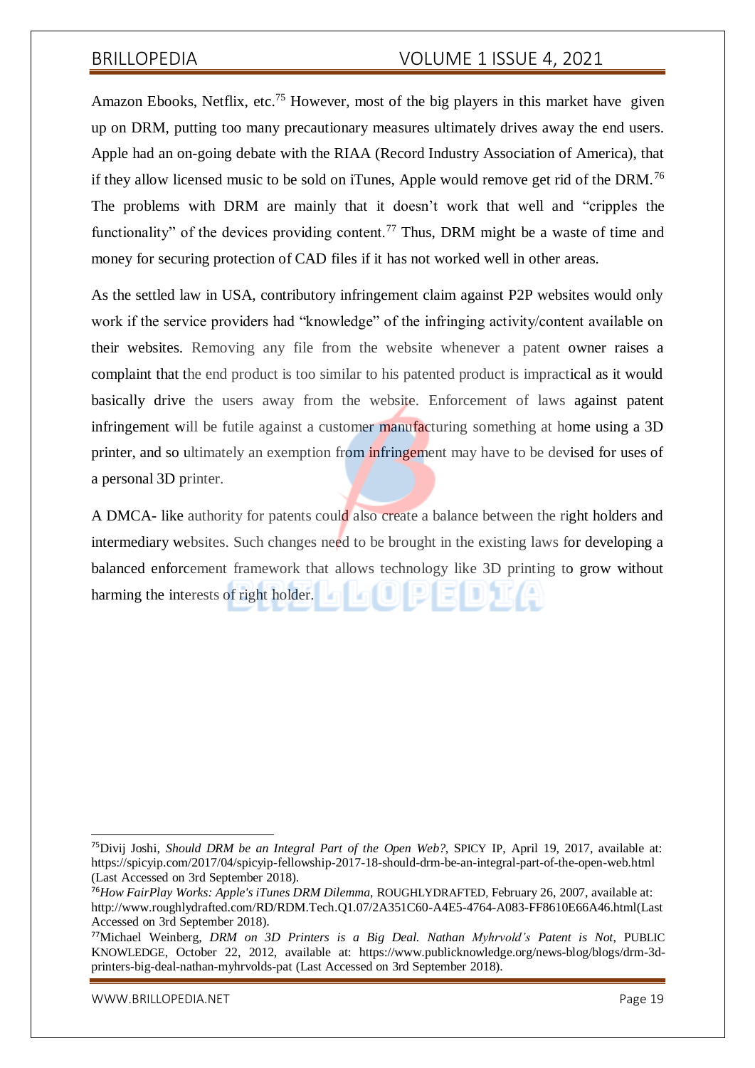Amazon Ebooks, Netflix, etc.[75] However, most of the big players in this market have given up on DRM, putting too many precautionary measures ultimately drives away the end users. Apple had an on-going debate with the RIAA (Record Industry Association of America), that if they allow licensed music to be sold on iTunes, Apple would remove get rid of the DRM.[76] The problems with DRM are mainly that it doesn't work that well and "cripples the functionality" of the devices providing content.[77] Thus, DRM might be a waste of time and money for securing protection of CAD files if it has not worked well in other areas.

As the settled law in USA, contributory infringement claim against P2P websites would only work if the service providers had "knowledge" of the infringing activity/content available on their websites. Removing any file from the website whenever a patent owner raises a complaint that the end product is too similar to his patented product is impractical as it would basically drive the users away from the website. Enforcement of laws against patent infringement will be futile against a customer manufacturing something at home using a 3D printer, and so ultimately an exemption from infringement may have to be devised for uses of a personal 3D printer.

A DMCA- like authority for patents could also create a balance between the right holders and intermediary websites. Such changes need to be brought in the existing laws for developing a balanced enforcement framework that allows technology like 3D printing to grow without harming the interests of right holder.

---

[75] Divij Joshi, *Should DRM be an Integral Part of the Open Web?*, SPICY IP, April 19, 2017, available at: https://spicyip.com/2017/04/spicyip-fellowship-2017-18-should-drm-be-an-integral-part-of-the-open-web.html (Last Accessed on 3rd September 2018).

[76] *How FairPlay Works: Apple's iTunes DRM Dilemma*, ROUGHLYDRAFTED, February 26, 2007, available at: http://www.roughlydrafted.com/RD/RDM.Tech.Q1.07/2A351C60-A4E5-4764-A083-FF8610E66A46.html(Last Accessed on 3rd September 2018).

[77] Michael Weinberg, *DRM on 3D Printers is a Big Deal. Nathan Myhrvold's Patent is Not*, PUBLIC KNOWLEDGE, October 22, 2012, available at: https://www.publicknowledge.org/news-blog/blogs/drm-3d-printers-big-deal-nathan-myhrvolds-pat (Last Accessed on 3rd September 2018).